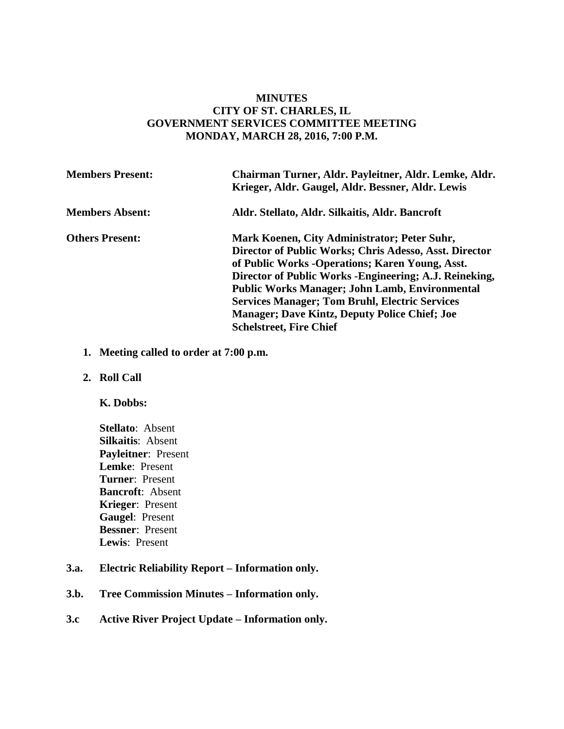**MINUTES**
**CITY OF ST. CHARLES, IL**
**GOVERNMENT SERVICES COMMITTEE MEETING**
**MONDAY, MARCH 28, 2016, 7:00 P.M.**

| | |
|---|---|
| **Members Present:** | **Chairman Turner, Aldr. Payleitner, Aldr. Lemke, Aldr. Krieger, Aldr. Gaugel, Aldr. Bessner, Aldr. Lewis** |
| **Members Absent:** | **Aldr. Stellato, Aldr. Silkaitis, Aldr. Bancroft** |
| **Others Present:** | **Mark Koenen, City Administrator; Peter Suhr, Director of Public Works; Chris Adesso, Asst. Director of Public Works -Operations; Karen Young, Asst. Director of Public Works -Engineering; A.J. Reineking, Public Works Manager; John Lamb, Environmental Services Manager; Tom Bruhl, Electric Services Manager; Dave Kintz, Deputy Police Chief; Joe Schelstreet, Fire Chief** |

1. **Meeting called to order at 7:00 p.m.**

2. **Roll Call**

   **K. Dobbs:**

   **Stellato**: Absent
   **Silkaitis**: Absent
   **Payleitner**: Present
   **Lemke**: Present
   **Turner**: Present
   **Bancroft**: Absent
   **Krieger**: Present
   **Gaugel**: Present
   **Bessner**: Present
   **Lewis**: Present

**3.a. Electric Reliability Report – Information only.**

**3.b. Tree Commission Minutes – Information only.**

**3.c Active River Project Update – Information only.**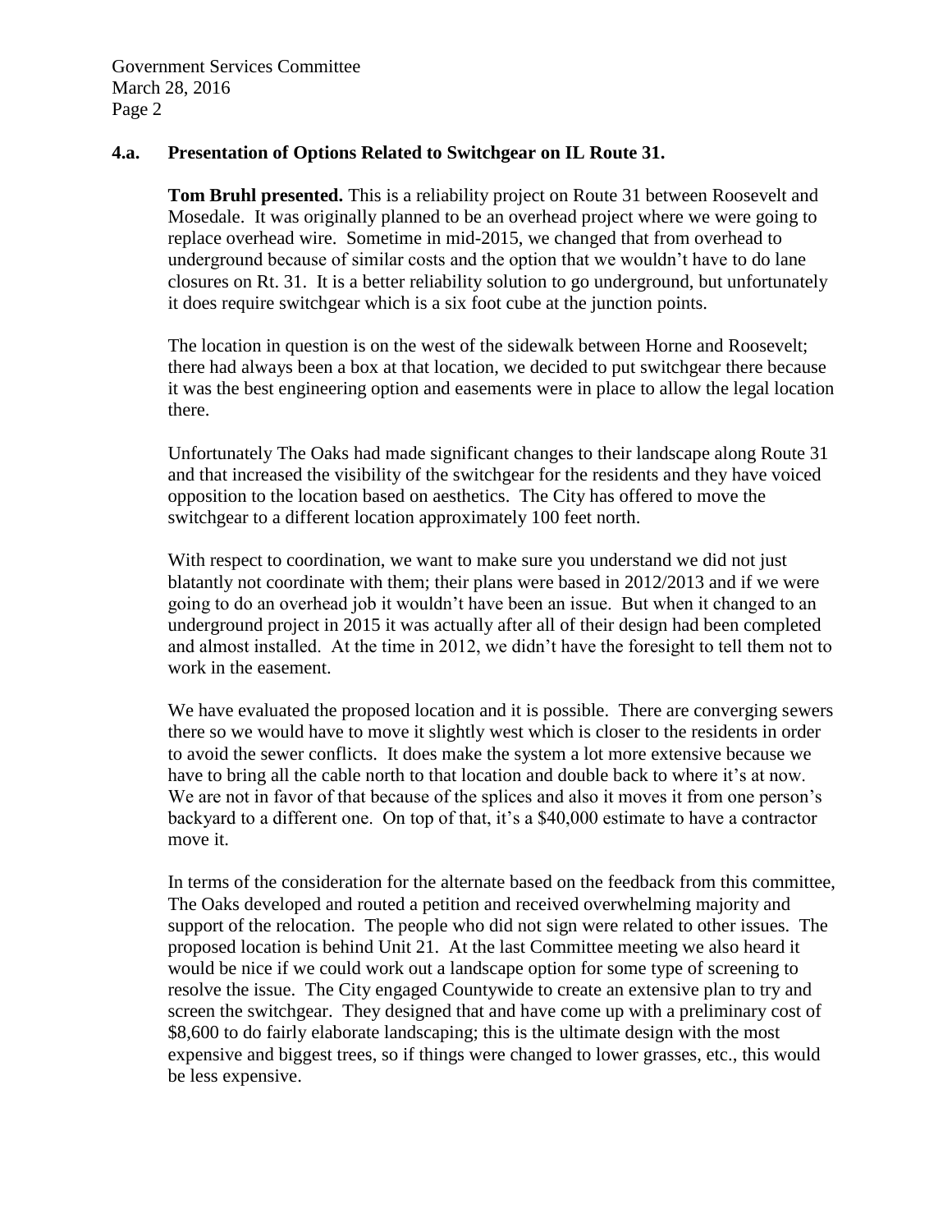### 4.a. Presentation of Options Related to Switchgear on IL Route 31.

**Tom Bruhl presented.** This is a reliability project on Route 31 between Roosevelt and Mosedale. It was originally planned to be an overhead project where we were going to replace overhead wire. Sometime in mid-2015, we changed that from overhead to underground because of similar costs and the option that we wouldn't have to do lane closures on Rt. 31. It is a better reliability solution to go underground, but unfortunately it does require switchgear which is a six foot cube at the junction points.

The location in question is on the west of the sidewalk between Horne and Roosevelt; there had always been a box at that location, we decided to put switchgear there because it was the best engineering option and easements were in place to allow the legal location there.

Unfortunately The Oaks had made significant changes to their landscape along Route 31 and that increased the visibility of the switchgear for the residents and they have voiced opposition to the location based on aesthetics. The City has offered to move the switchgear to a different location approximately 100 feet north.

With respect to coordination, we want to make sure you understand we did not just blatantly not coordinate with them; their plans were based in 2012/2013 and if we were going to do an overhead job it wouldn't have been an issue. But when it changed to an underground project in 2015 it was actually after all of their design had been completed and almost installed. At the time in 2012, we didn't have the foresight to tell them not to work in the easement.

We have evaluated the proposed location and it is possible. There are converging sewers there so we would have to move it slightly west which is closer to the residents in order to avoid the sewer conflicts. It does make the system a lot more extensive because we have to bring all the cable north to that location and double back to where it's at now. We are not in favor of that because of the splices and also it moves it from one person's backyard to a different one. On top of that, it's a $40,000 estimate to have a contractor move it.

In terms of the consideration for the alternate based on the feedback from this committee, The Oaks developed and routed a petition and received overwhelming majority and support of the relocation. The people who did not sign were related to other issues. The proposed location is behind Unit 21. At the last Committee meeting we also heard it would be nice if we could work out a landscape option for some type of screening to resolve the issue. The City engaged Countywide to create an extensive plan to try and screen the switchgear. They designed that and have come up with a preliminary cost of $8,600 to do fairly elaborate landscaping; this is the ultimate design with the most expensive and biggest trees, so if things were changed to lower grasses, etc., this would be less expensive.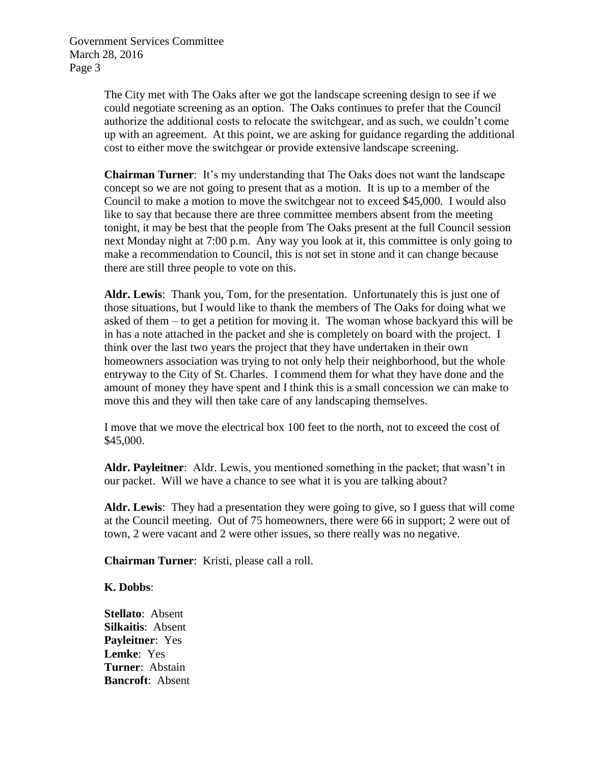The City met with The Oaks after we got the landscape screening design to see if we could negotiate screening as an option. The Oaks continues to prefer that the Council authorize the additional costs to relocate the switchgear, and as such, we couldn't come up with an agreement. At this point, we are asking for guidance regarding the additional cost to either move the switchgear or provide extensive landscape screening.

**Chairman Turner**: It's my understanding that The Oaks does not want the landscape concept so we are not going to present that as a motion. It is up to a member of the Council to make a motion to move the switchgear not to exceed $45,000. I would also like to say that because there are three committee members absent from the meeting tonight, it may be best that the people from The Oaks present at the full Council session next Monday night at 7:00 p.m. Any way you look at it, this committee is only going to make a recommendation to Council, this is not set in stone and it can change because there are still three people to vote on this.

**Aldr. Lewis**: Thank you, Tom, for the presentation. Unfortunately this is just one of those situations, but I would like to thank the members of The Oaks for doing what we asked of them – to get a petition for moving it. The woman whose backyard this will be in has a note attached in the packet and she is completely on board with the project. I think over the last two years the project that they have undertaken in their own homeowners association was trying to not only help their neighborhood, but the whole entryway to the City of St. Charles. I commend them for what they have done and the amount of money they have spent and I think this is a small concession we can make to move this and they will then take care of any landscaping themselves.

I move that we move the electrical box 100 feet to the north, not to exceed the cost of $45,000.

**Aldr. Payleitner**: Aldr. Lewis, you mentioned something in the packet; that wasn't in our packet. Will we have a chance to see what it is you are talking about?

**Aldr. Lewis**: They had a presentation they were going to give, so I guess that will come at the Council meeting. Out of 75 homeowners, there were 66 in support; 2 were out of town, 2 were vacant and 2 were other issues, so there really was no negative.

**Chairman Turner**: Kristi, please call a roll.

**K. Dobbs**:

**Stellato**: Absent
**Silkaitis**: Absent
**Payleitner**: Yes
**Lemke**: Yes
**Turner**: Abstain
**Bancroft**: Absent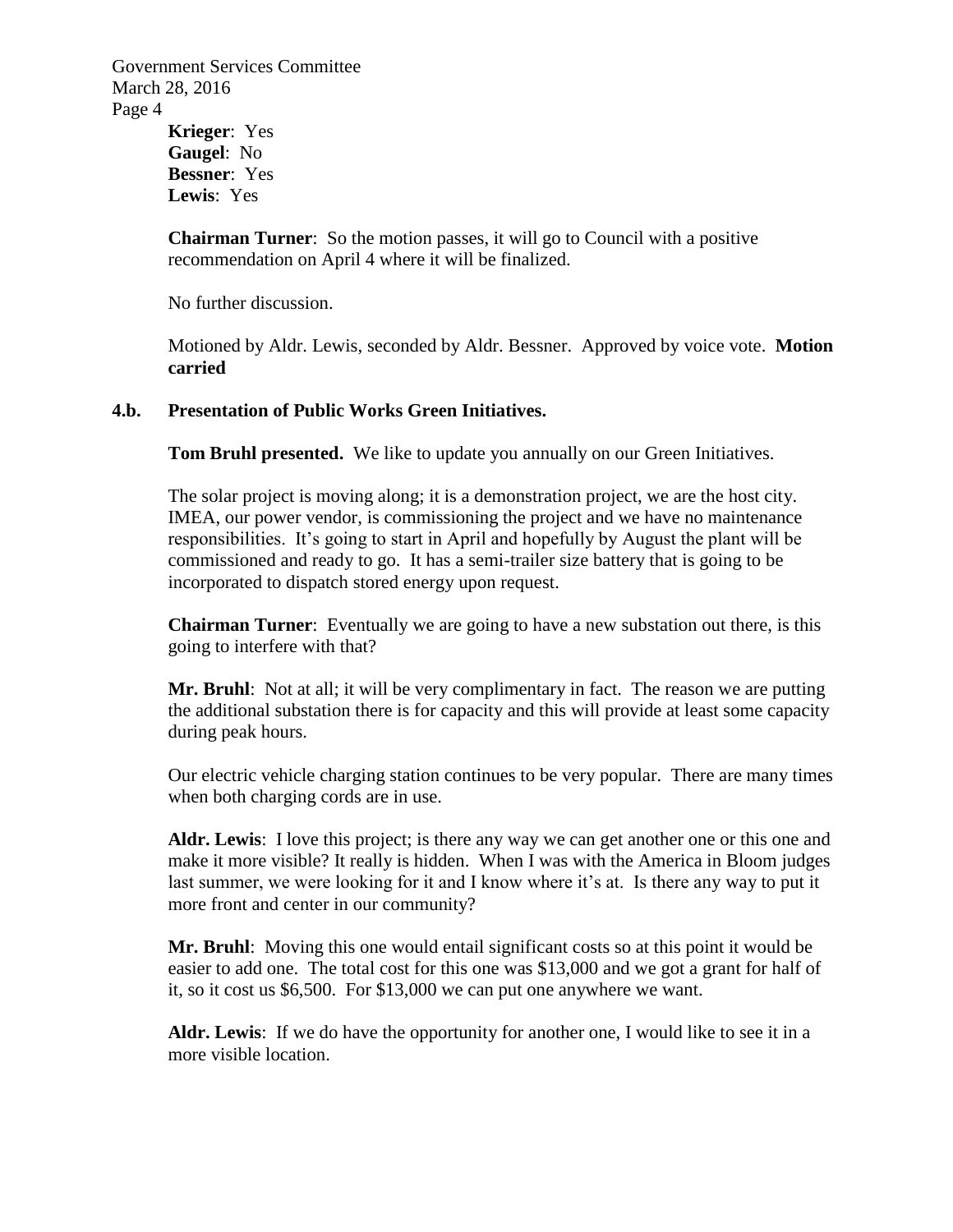**Krieger**: Yes
**Gaugel**: No
**Bessner**: Yes
**Lewis**: Yes

**Chairman Turner**: So the motion passes, it will go to Council with a positive recommendation on April 4 where it will be finalized.

No further discussion.

Motioned by Aldr. Lewis, seconded by Aldr. Bessner. Approved by voice vote. **Motion carried**

**4.b. Presentation of Public Works Green Initiatives.**

**Tom Bruhl presented.** We like to update you annually on our Green Initiatives.

The solar project is moving along; it is a demonstration project, we are the host city. IMEA, our power vendor, is commissioning the project and we have no maintenance responsibilities. It's going to start in April and hopefully by August the plant will be commissioned and ready to go. It has a semi-trailer size battery that is going to be incorporated to dispatch stored energy upon request.

**Chairman Turner**: Eventually we are going to have a new substation out there, is this going to interfere with that?

**Mr. Bruhl**: Not at all; it will be very complimentary in fact. The reason we are putting the additional substation there is for capacity and this will provide at least some capacity during peak hours.

Our electric vehicle charging station continues to be very popular. There are many times when both charging cords are in use.

**Aldr. Lewis**: I love this project; is there any way we can get another one or this one and make it more visible? It really is hidden. When I was with the America in Bloom judges last summer, we were looking for it and I know where it's at. Is there any way to put it more front and center in our community?

**Mr. Bruhl**: Moving this one would entail significant costs so at this point it would be easier to add one. The total cost for this one was $13,000 and we got a grant for half of it, so it cost us $6,500. For $13,000 we can put one anywhere we want.

**Aldr. Lewis**: If we do have the opportunity for another one, I would like to see it in a more visible location.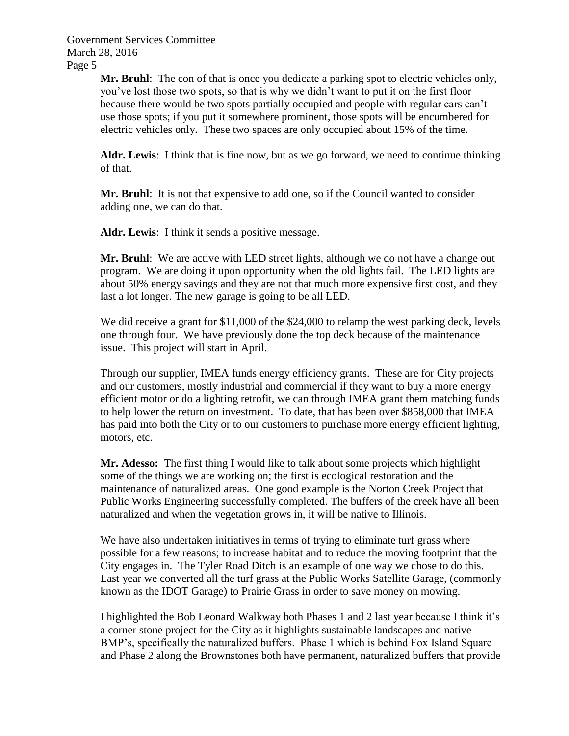**Mr. Bruhl**: The con of that is once you dedicate a parking spot to electric vehicles only, you've lost those two spots, so that is why we didn't want to put it on the first floor because there would be two spots partially occupied and people with regular cars can't use those spots; if you put it somewhere prominent, those spots will be encumbered for electric vehicles only. These two spaces are only occupied about 15% of the time.

**Aldr. Lewis**: I think that is fine now, but as we go forward, we need to continue thinking of that.

**Mr. Bruhl**: It is not that expensive to add one, so if the Council wanted to consider adding one, we can do that.

**Aldr. Lewis**: I think it sends a positive message.

**Mr. Bruhl**: We are active with LED street lights, although we do not have a change out program. We are doing it upon opportunity when the old lights fail. The LED lights are about 50% energy savings and they are not that much more expensive first cost, and they last a lot longer. The new garage is going to be all LED.

We did receive a grant for $11,000 of the $24,000 to relamp the west parking deck, levels one through four. We have previously done the top deck because of the maintenance issue. This project will start in April.

Through our supplier, IMEA funds energy efficiency grants. These are for City projects and our customers, mostly industrial and commercial if they want to buy a more energy efficient motor or do a lighting retrofit, we can through IMEA grant them matching funds to help lower the return on investment. To date, that has been over $858,000 that IMEA has paid into both the City or to our customers to purchase more energy efficient lighting, motors, etc.

**Mr. Adesso:** The first thing I would like to talk about some projects which highlight some of the things we are working on; the first is ecological restoration and the maintenance of naturalized areas. One good example is the Norton Creek Project that Public Works Engineering successfully completed. The buffers of the creek have all been naturalized and when the vegetation grows in, it will be native to Illinois.

We have also undertaken initiatives in terms of trying to eliminate turf grass where possible for a few reasons; to increase habitat and to reduce the moving footprint that the City engages in. The Tyler Road Ditch is an example of one way we chose to do this. Last year we converted all the turf grass at the Public Works Satellite Garage, (commonly known as the IDOT Garage) to Prairie Grass in order to save money on mowing.

I highlighted the Bob Leonard Walkway both Phases 1 and 2 last year because I think it's a corner stone project for the City as it highlights sustainable landscapes and native BMP's, specifically the naturalized buffers. Phase 1 which is behind Fox Island Square and Phase 2 along the Brownstones both have permanent, naturalized buffers that provide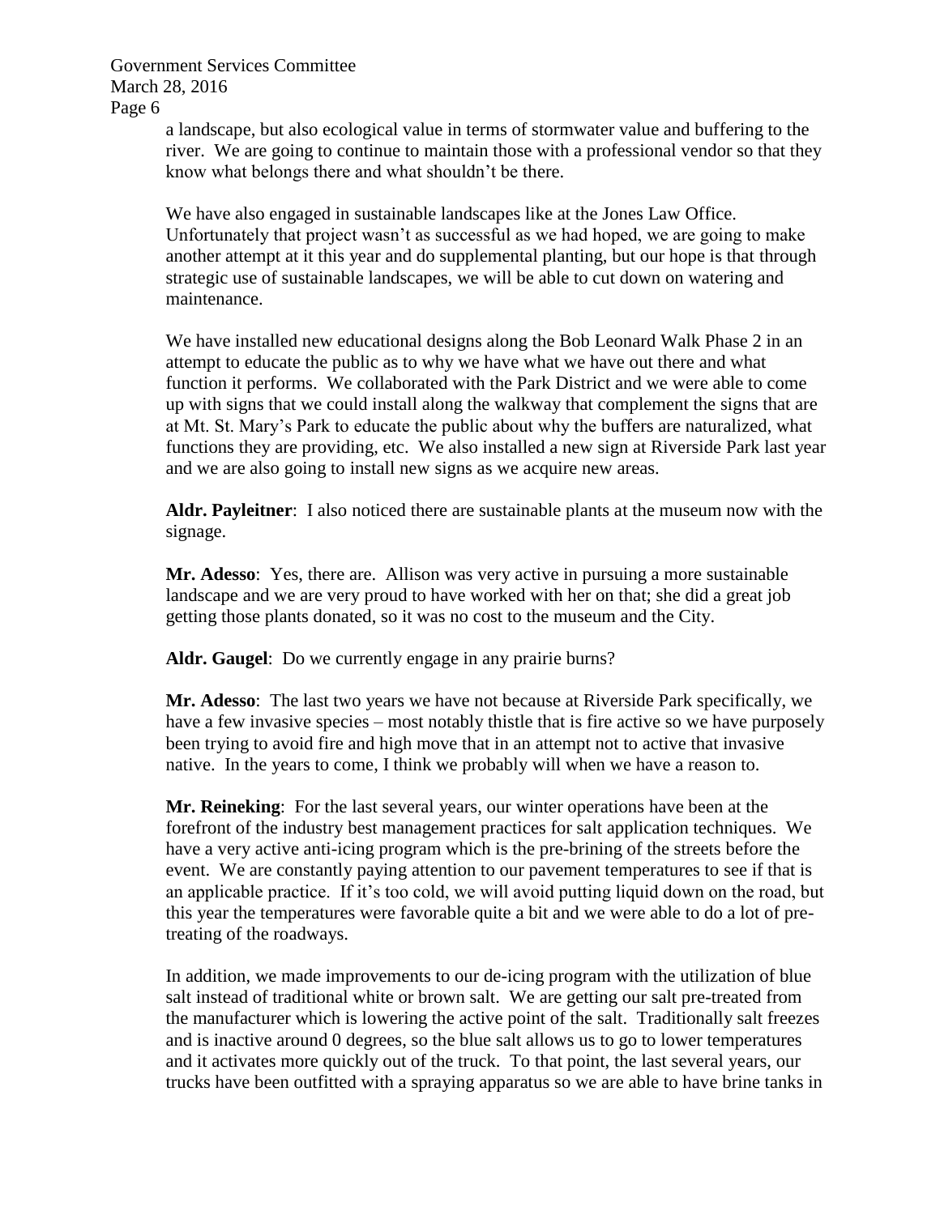a landscape, but also ecological value in terms of stormwater value and buffering to the river. We are going to continue to maintain those with a professional vendor so that they know what belongs there and what shouldn't be there.

We have also engaged in sustainable landscapes like at the Jones Law Office. Unfortunately that project wasn't as successful as we had hoped, we are going to make another attempt at it this year and do supplemental planting, but our hope is that through strategic use of sustainable landscapes, we will be able to cut down on watering and maintenance.

We have installed new educational designs along the Bob Leonard Walk Phase 2 in an attempt to educate the public as to why we have what we have out there and what function it performs. We collaborated with the Park District and we were able to come up with signs that we could install along the walkway that complement the signs that are at Mt. St. Mary's Park to educate the public about why the buffers are naturalized, what functions they are providing, etc. We also installed a new sign at Riverside Park last year and we are also going to install new signs as we acquire new areas.

**Aldr. Payleitner**: I also noticed there are sustainable plants at the museum now with the signage.

**Mr. Adesso**: Yes, there are. Allison was very active in pursuing a more sustainable landscape and we are very proud to have worked with her on that; she did a great job getting those plants donated, so it was no cost to the museum and the City.

**Aldr. Gaugel**: Do we currently engage in any prairie burns?

**Mr. Adesso**: The last two years we have not because at Riverside Park specifically, we have a few invasive species – most notably thistle that is fire active so we have purposely been trying to avoid fire and high move that in an attempt not to active that invasive native. In the years to come, I think we probably will when we have a reason to.

**Mr. Reineking**: For the last several years, our winter operations have been at the forefront of the industry best management practices for salt application techniques. We have a very active anti-icing program which is the pre-brining of the streets before the event. We are constantly paying attention to our pavement temperatures to see if that is an applicable practice. If it's too cold, we will avoid putting liquid down on the road, but this year the temperatures were favorable quite a bit and we were able to do a lot of pre-treating of the roadways.

In addition, we made improvements to our de-icing program with the utilization of blue salt instead of traditional white or brown salt. We are getting our salt pre-treated from the manufacturer which is lowering the active point of the salt. Traditionally salt freezes and is inactive around 0 degrees, so the blue salt allows us to go to lower temperatures and it activates more quickly out of the truck. To that point, the last several years, our trucks have been outfitted with a spraying apparatus so we are able to have brine tanks in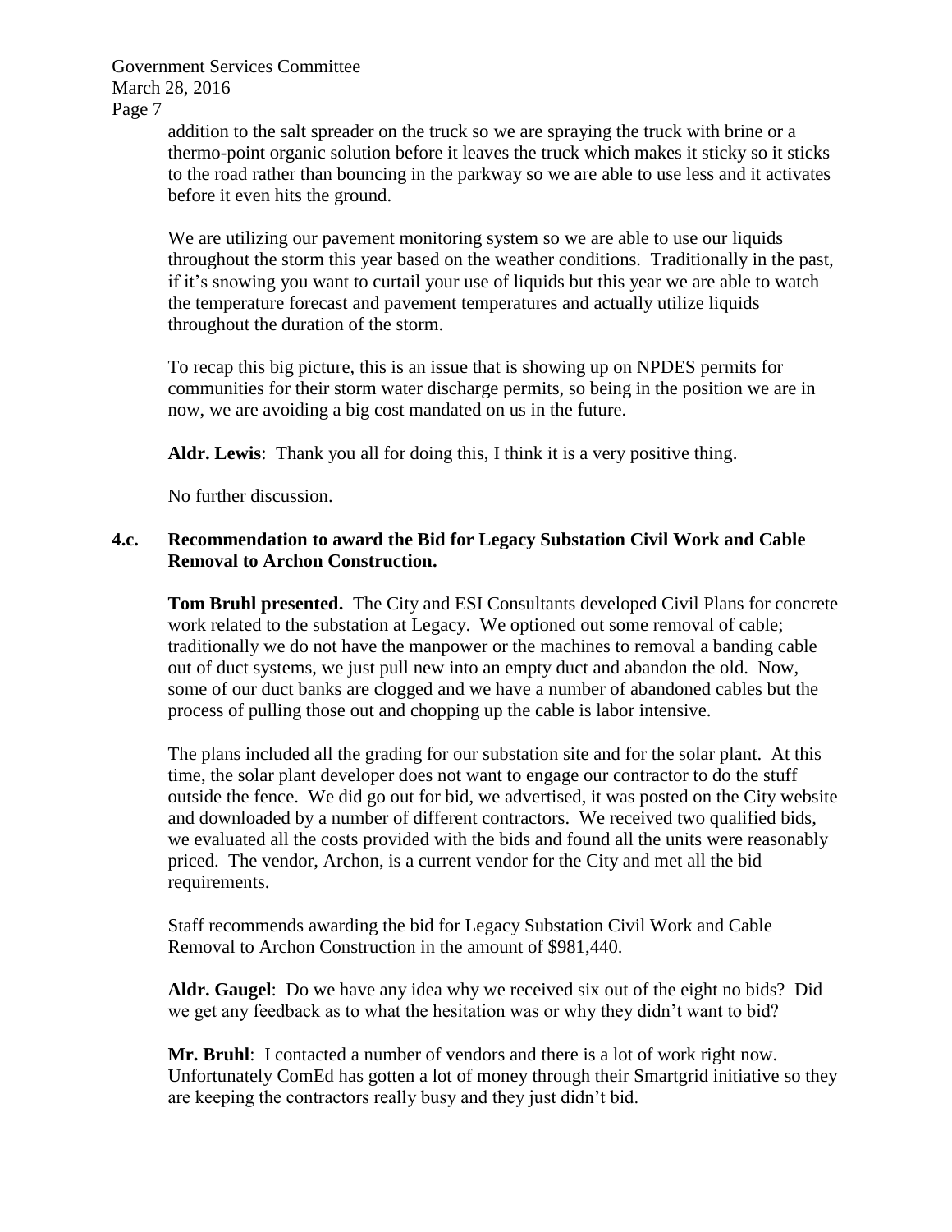addition to the salt spreader on the truck so we are spraying the truck with brine or a thermo-point organic solution before it leaves the truck which makes it sticky so it sticks to the road rather than bouncing in the parkway so we are able to use less and it activates before it even hits the ground.

We are utilizing our pavement monitoring system so we are able to use our liquids throughout the storm this year based on the weather conditions. Traditionally in the past, if it's snowing you want to curtail your use of liquids but this year we are able to watch the temperature forecast and pavement temperatures and actually utilize liquids throughout the duration of the storm.

To recap this big picture, this is an issue that is showing up on NPDES permits for communities for their storm water discharge permits, so being in the position we are in now, we are avoiding a big cost mandated on us in the future.

**Aldr. Lewis**: Thank you all for doing this, I think it is a very positive thing.

No further discussion.

**4.c. Recommendation to award the Bid for Legacy Substation Civil Work and Cable Removal to Archon Construction.**

**Tom Bruhl presented.** The City and ESI Consultants developed Civil Plans for concrete work related to the substation at Legacy. We optioned out some removal of cable; traditionally we do not have the manpower or the machines to removal a banding cable out of duct systems, we just pull new into an empty duct and abandon the old. Now, some of our duct banks are clogged and we have a number of abandoned cables but the process of pulling those out and chopping up the cable is labor intensive.

The plans included all the grading for our substation site and for the solar plant. At this time, the solar plant developer does not want to engage our contractor to do the stuff outside the fence. We did go out for bid, we advertised, it was posted on the City website and downloaded by a number of different contractors. We received two qualified bids, we evaluated all the costs provided with the bids and found all the units were reasonably priced. The vendor, Archon, is a current vendor for the City and met all the bid requirements.

Staff recommends awarding the bid for Legacy Substation Civil Work and Cable Removal to Archon Construction in the amount of $981,440.

**Aldr. Gaugel**: Do we have any idea why we received six out of the eight no bids? Did we get any feedback as to what the hesitation was or why they didn't want to bid?

**Mr. Bruhl**: I contacted a number of vendors and there is a lot of work right now. Unfortunately ComEd has gotten a lot of money through their Smartgrid initiative so they are keeping the contractors really busy and they just didn't bid.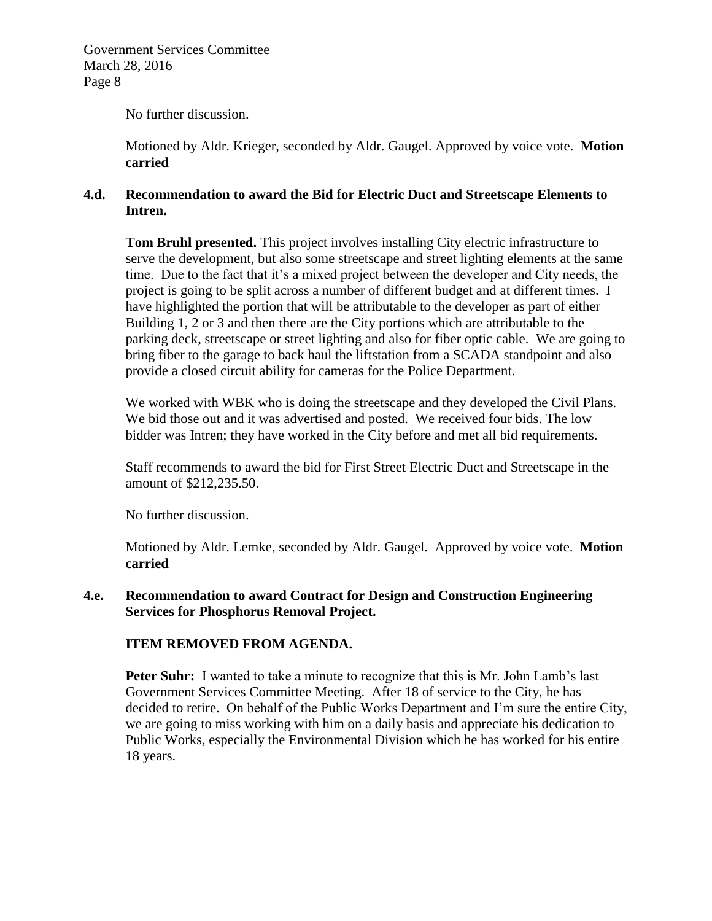No further discussion.

Motioned by Aldr. Krieger, seconded by Aldr. Gaugel. Approved by voice vote. **Motion carried**

**4.d. Recommendation to award the Bid for Electric Duct and Streetscape Elements to Intren.**

**Tom Bruhl presented.** This project involves installing City electric infrastructure to serve the development, but also some streetscape and street lighting elements at the same time. Due to the fact that it's a mixed project between the developer and City needs, the project is going to be split across a number of different budget and at different times. I have highlighted the portion that will be attributable to the developer as part of either Building 1, 2 or 3 and then there are the City portions which are attributable to the parking deck, streetscape or street lighting and also for fiber optic cable. We are going to bring fiber to the garage to back haul the liftstation from a SCADA standpoint and also provide a closed circuit ability for cameras for the Police Department.

We worked with WBK who is doing the streetscape and they developed the Civil Plans. We bid those out and it was advertised and posted. We received four bids. The low bidder was Intren; they have worked in the City before and met all bid requirements.

Staff recommends to award the bid for First Street Electric Duct and Streetscape in the amount of $212,235.50.

No further discussion.

Motioned by Aldr. Lemke, seconded by Aldr. Gaugel. Approved by voice vote. **Motion carried**

**4.e. Recommendation to award Contract for Design and Construction Engineering Services for Phosphorus Removal Project.**

**ITEM REMOVED FROM AGENDA.**

**Peter Suhr:** I wanted to take a minute to recognize that this is Mr. John Lamb's last Government Services Committee Meeting. After 18 of service to the City, he has decided to retire. On behalf of the Public Works Department and I'm sure the entire City, we are going to miss working with him on a daily basis and appreciate his dedication to Public Works, especially the Environmental Division which he has worked for his entire 18 years.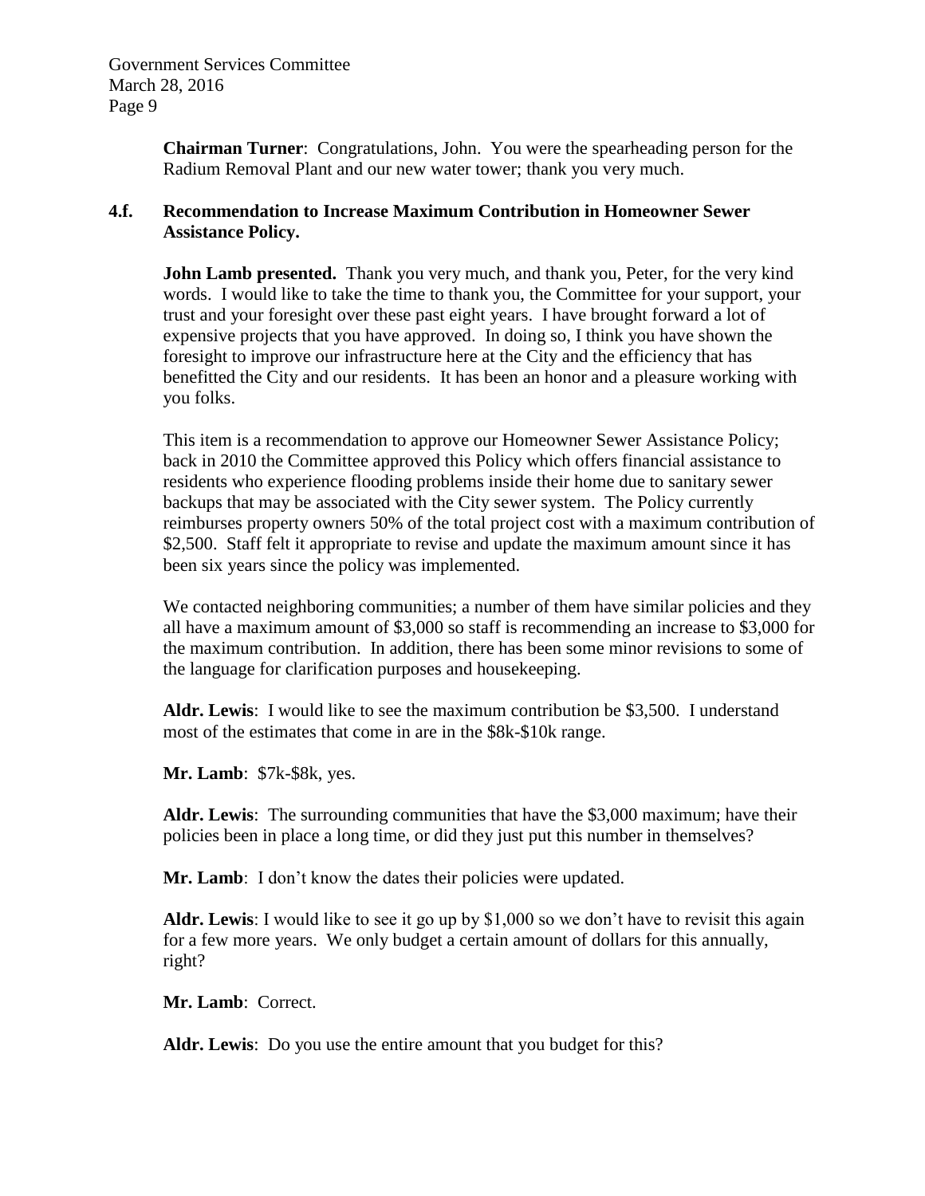**Chairman Turner**: Congratulations, John. You were the spearheading person for the Radium Removal Plant and our new water tower; thank you very much.

### 4.f. Recommendation to Increase Maximum Contribution in Homeowner Sewer Assistance Policy.

**John Lamb presented.** Thank you very much, and thank you, Peter, for the very kind words. I would like to take the time to thank you, the Committee for your support, your trust and your foresight over these past eight years. I have brought forward a lot of expensive projects that you have approved. In doing so, I think you have shown the foresight to improve our infrastructure here at the City and the efficiency that has benefitted the City and our residents. It has been an honor and a pleasure working with you folks.

This item is a recommendation to approve our Homeowner Sewer Assistance Policy; back in 2010 the Committee approved this Policy which offers financial assistance to residents who experience flooding problems inside their home due to sanitary sewer backups that may be associated with the City sewer system. The Policy currently reimburses property owners 50% of the total project cost with a maximum contribution of $2,500. Staff felt it appropriate to revise and update the maximum amount since it has been six years since the policy was implemented.

We contacted neighboring communities; a number of them have similar policies and they all have a maximum amount of $3,000 so staff is recommending an increase to $3,000 for the maximum contribution. In addition, there has been some minor revisions to some of the language for clarification purposes and housekeeping.

**Aldr. Lewis**: I would like to see the maximum contribution be $3,500. I understand most of the estimates that come in are in the $8k-$10k range.

**Mr. Lamb**: $7k-$8k, yes.

**Aldr. Lewis**: The surrounding communities that have the $3,000 maximum; have their policies been in place a long time, or did they just put this number in themselves?

**Mr. Lamb**: I don't know the dates their policies were updated.

**Aldr. Lewis**: I would like to see it go up by $1,000 so we don't have to revisit this again for a few more years. We only budget a certain amount of dollars for this annually, right?

**Mr. Lamb**: Correct.

**Aldr. Lewis**: Do you use the entire amount that you budget for this?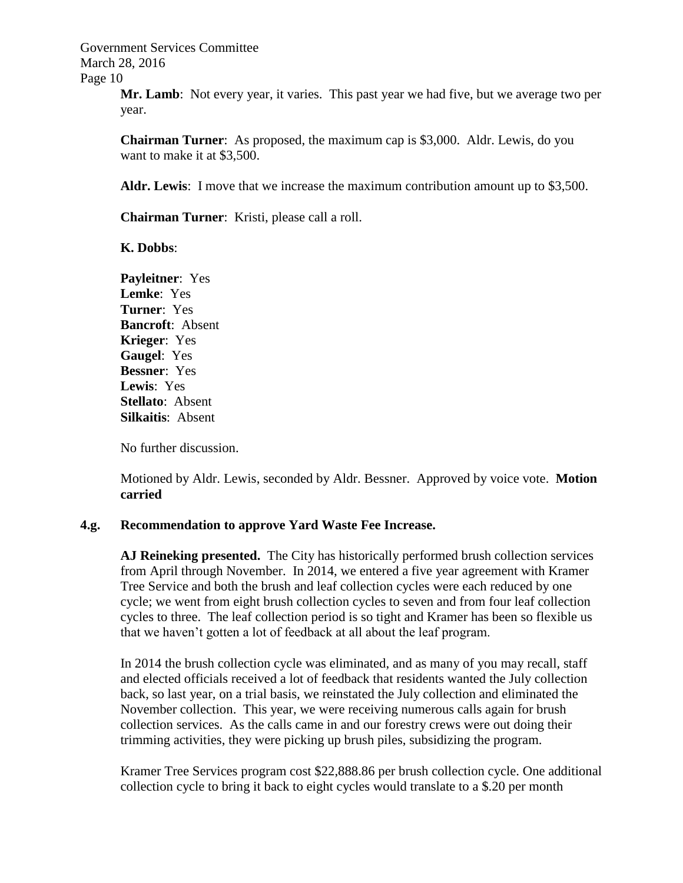**Mr. Lamb**: Not every year, it varies. This past year we had five, but we average two per year.

**Chairman Turner**: As proposed, the maximum cap is $3,000. Aldr. Lewis, do you want to make it at $3,500.

**Aldr. Lewis**: I move that we increase the maximum contribution amount up to $3,500.

**Chairman Turner**: Kristi, please call a roll.

**K. Dobbs**:

**Payleitner**: Yes
**Lemke**: Yes
**Turner**: Yes
**Bancroft**: Absent
**Krieger**: Yes
**Gaugel**: Yes
**Bessner**: Yes
**Lewis**: Yes
**Stellato**: Absent
**Silkaitis**: Absent

No further discussion.

Motioned by Aldr. Lewis, seconded by Aldr. Bessner. Approved by voice vote. **Motion carried**

### 4.g. Recommendation to approve Yard Waste Fee Increase.

**AJ Reineking presented.** The City has historically performed brush collection services from April through November. In 2014, we entered a five year agreement with Kramer Tree Service and both the brush and leaf collection cycles were each reduced by one cycle; we went from eight brush collection cycles to seven and from four leaf collection cycles to three. The leaf collection period is so tight and Kramer has been so flexible us that we haven't gotten a lot of feedback at all about the leaf program.

In 2014 the brush collection cycle was eliminated, and as many of you may recall, staff and elected officials received a lot of feedback that residents wanted the July collection back, so last year, on a trial basis, we reinstated the July collection and eliminated the November collection. This year, we were receiving numerous calls again for brush collection services. As the calls came in and our forestry crews were out doing their trimming activities, they were picking up brush piles, subsidizing the program.

Kramer Tree Services program cost $22,888.86 per brush collection cycle. One additional collection cycle to bring it back to eight cycles would translate to a $.20 per month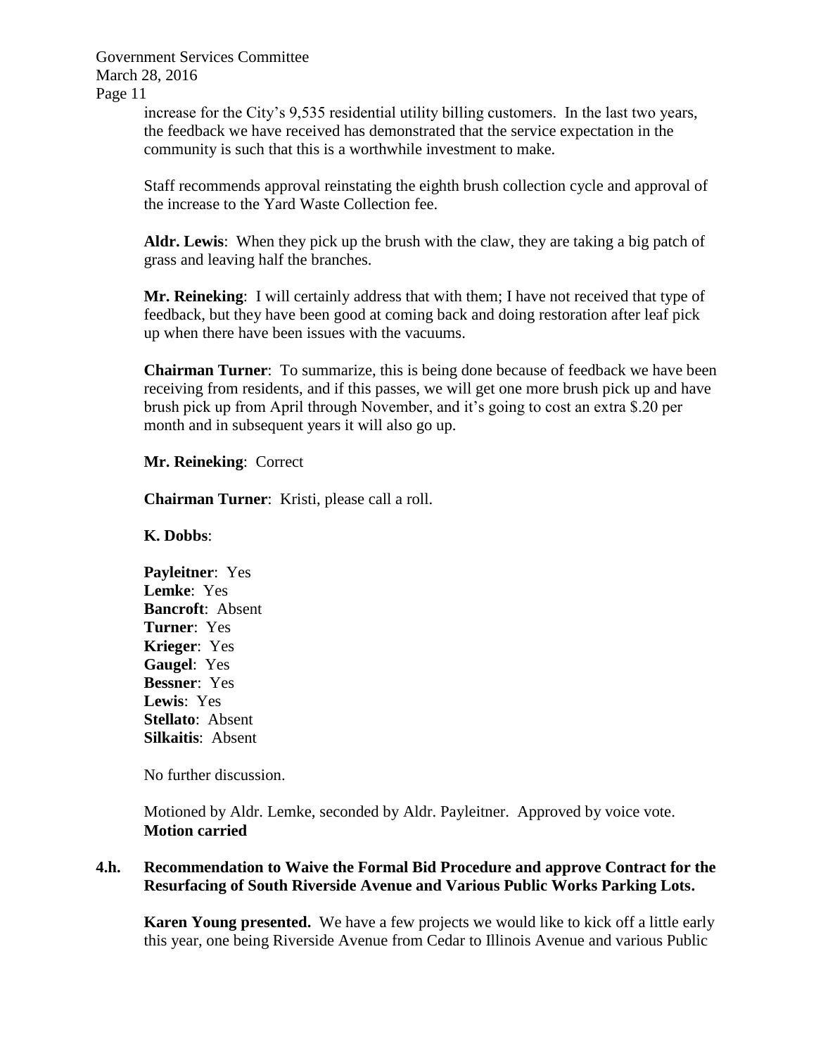increase for the City's 9,535 residential utility billing customers. In the last two years, the feedback we have received has demonstrated that the service expectation in the community is such that this is a worthwhile investment to make.

Staff recommends approval reinstating the eighth brush collection cycle and approval of the increase to the Yard Waste Collection fee.

**Aldr. Lewis**: When they pick up the brush with the claw, they are taking a big patch of grass and leaving half the branches.

**Mr. Reineking**: I will certainly address that with them; I have not received that type of feedback, but they have been good at coming back and doing restoration after leaf pick up when there have been issues with the vacuums.

**Chairman Turner**: To summarize, this is being done because of feedback we have been receiving from residents, and if this passes, we will get one more brush pick up and have brush pick up from April through November, and it's going to cost an extra $.20 per month and in subsequent years it will also go up.

**Mr. Reineking**: Correct

**Chairman Turner**: Kristi, please call a roll.

**K. Dobbs**:

**Payleitner**: Yes
**Lemke**: Yes
**Bancroft**: Absent
**Turner**: Yes
**Krieger**: Yes
**Gaugel**: Yes
**Bessner**: Yes
**Lewis**: Yes
**Stellato**: Absent
**Silkaitis**: Absent

No further discussion.

Motioned by Aldr. Lemke, seconded by Aldr. Payleitner. Approved by voice vote.
**Motion carried**

**4.h. Recommendation to Waive the Formal Bid Procedure and approve Contract for the Resurfacing of South Riverside Avenue and Various Public Works Parking Lots.**

**Karen Young presented.** We have a few projects we would like to kick off a little early this year, one being Riverside Avenue from Cedar to Illinois Avenue and various Public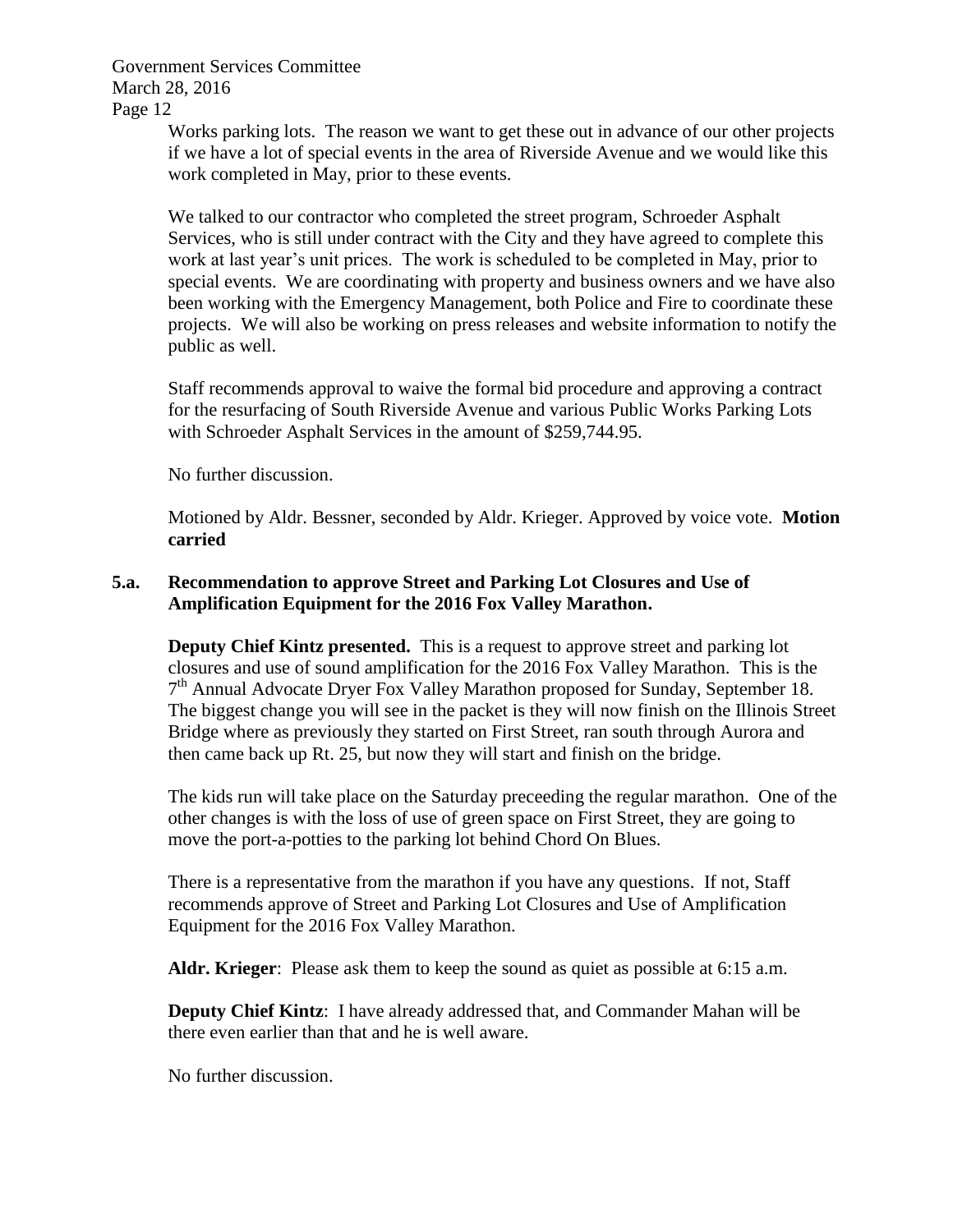Works parking lots. The reason we want to get these out in advance of our other projects if we have a lot of special events in the area of Riverside Avenue and we would like this work completed in May, prior to these events.

We talked to our contractor who completed the street program, Schroeder Asphalt Services, who is still under contract with the City and they have agreed to complete this work at last year's unit prices. The work is scheduled to be completed in May, prior to special events. We are coordinating with property and business owners and we have also been working with the Emergency Management, both Police and Fire to coordinate these projects. We will also be working on press releases and website information to notify the public as well.

Staff recommends approval to waive the formal bid procedure and approving a contract for the resurfacing of South Riverside Avenue and various Public Works Parking Lots with Schroeder Asphalt Services in the amount of $259,744.95.

No further discussion.

Motioned by Aldr. Bessner, seconded by Aldr. Krieger. Approved by voice vote. **Motion carried**

**5.a. Recommendation to approve Street and Parking Lot Closures and Use of Amplification Equipment for the 2016 Fox Valley Marathon.**

**Deputy Chief Kintz presented.** This is a request to approve street and parking lot closures and use of sound amplification for the 2016 Fox Valley Marathon. This is the 7th Annual Advocate Dryer Fox Valley Marathon proposed for Sunday, September 18. The biggest change you will see in the packet is they will now finish on the Illinois Street Bridge where as previously they started on First Street, ran south through Aurora and then came back up Rt. 25, but now they will start and finish on the bridge.

The kids run will take place on the Saturday preceeding the regular marathon. One of the other changes is with the loss of use of green space on First Street, they are going to move the port-a-potties to the parking lot behind Chord On Blues.

There is a representative from the marathon if you have any questions. If not, Staff recommends approve of Street and Parking Lot Closures and Use of Amplification Equipment for the 2016 Fox Valley Marathon.

**Aldr. Krieger**: Please ask them to keep the sound as quiet as possible at 6:15 a.m.

**Deputy Chief Kintz**: I have already addressed that, and Commander Mahan will be there even earlier than that and he is well aware.

No further discussion.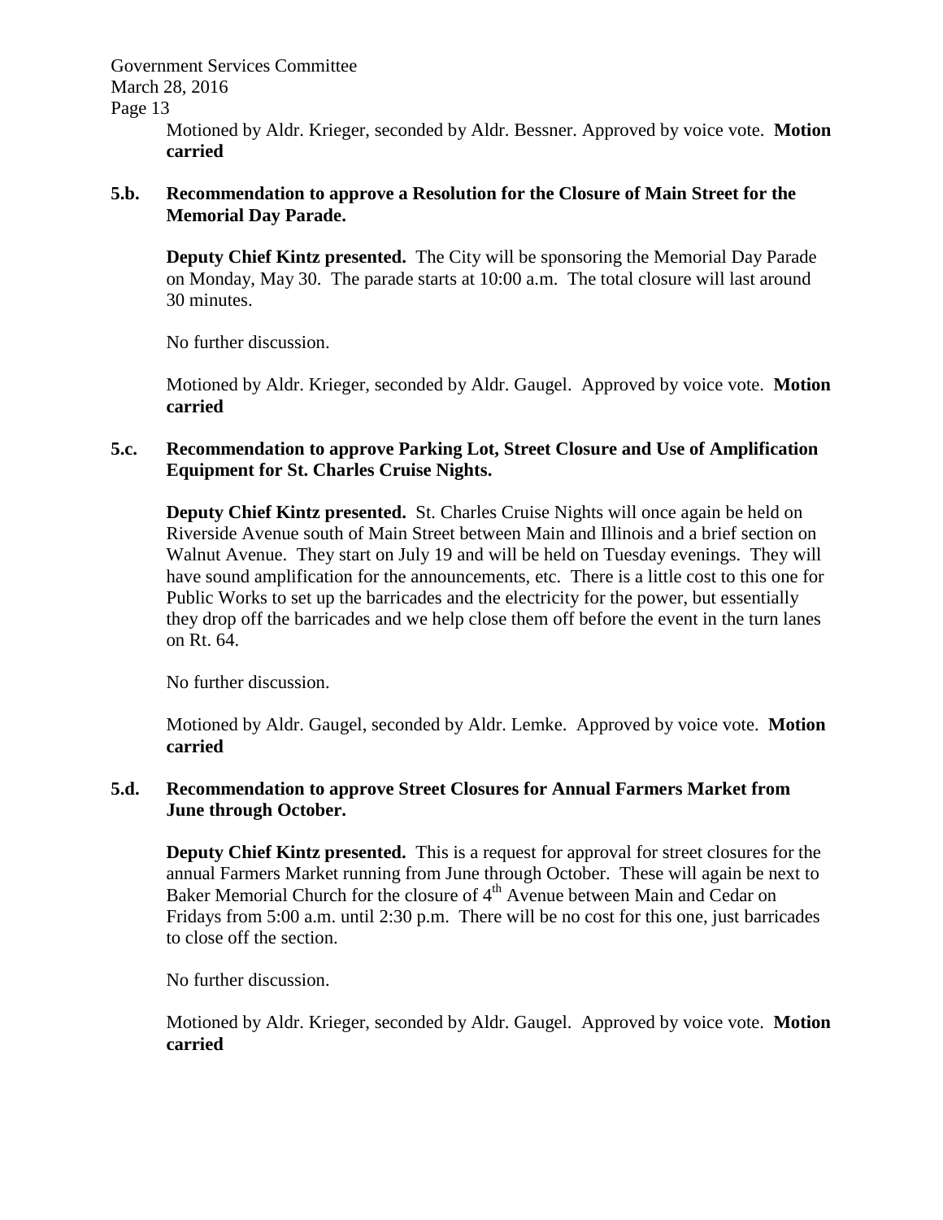Motioned by Aldr. Krieger, seconded by Aldr. Bessner. Approved by voice vote. **Motion carried**

**5.b. Recommendation to approve a Resolution for the Closure of Main Street for the Memorial Day Parade.**

**Deputy Chief Kintz presented.** The City will be sponsoring the Memorial Day Parade on Monday, May 30. The parade starts at 10:00 a.m. The total closure will last around 30 minutes.

No further discussion.

Motioned by Aldr. Krieger, seconded by Aldr. Gaugel. Approved by voice vote. **Motion carried**

**5.c. Recommendation to approve Parking Lot, Street Closure and Use of Amplification Equipment for St. Charles Cruise Nights.**

**Deputy Chief Kintz presented.** St. Charles Cruise Nights will once again be held on Riverside Avenue south of Main Street between Main and Illinois and a brief section on Walnut Avenue. They start on July 19 and will be held on Tuesday evenings. They will have sound amplification for the announcements, etc. There is a little cost to this one for Public Works to set up the barricades and the electricity for the power, but essentially they drop off the barricades and we help close them off before the event in the turn lanes on Rt. 64.

No further discussion.

Motioned by Aldr. Gaugel, seconded by Aldr. Lemke. Approved by voice vote. **Motion carried**

**5.d. Recommendation to approve Street Closures for Annual Farmers Market from June through October.**

**Deputy Chief Kintz presented.** This is a request for approval for street closures for the annual Farmers Market running from June through October. These will again be next to Baker Memorial Church for the closure of 4th Avenue between Main and Cedar on Fridays from 5:00 a.m. until 2:30 p.m. There will be no cost for this one, just barricades to close off the section.

No further discussion.

Motioned by Aldr. Krieger, seconded by Aldr. Gaugel. Approved by voice vote. **Motion carried**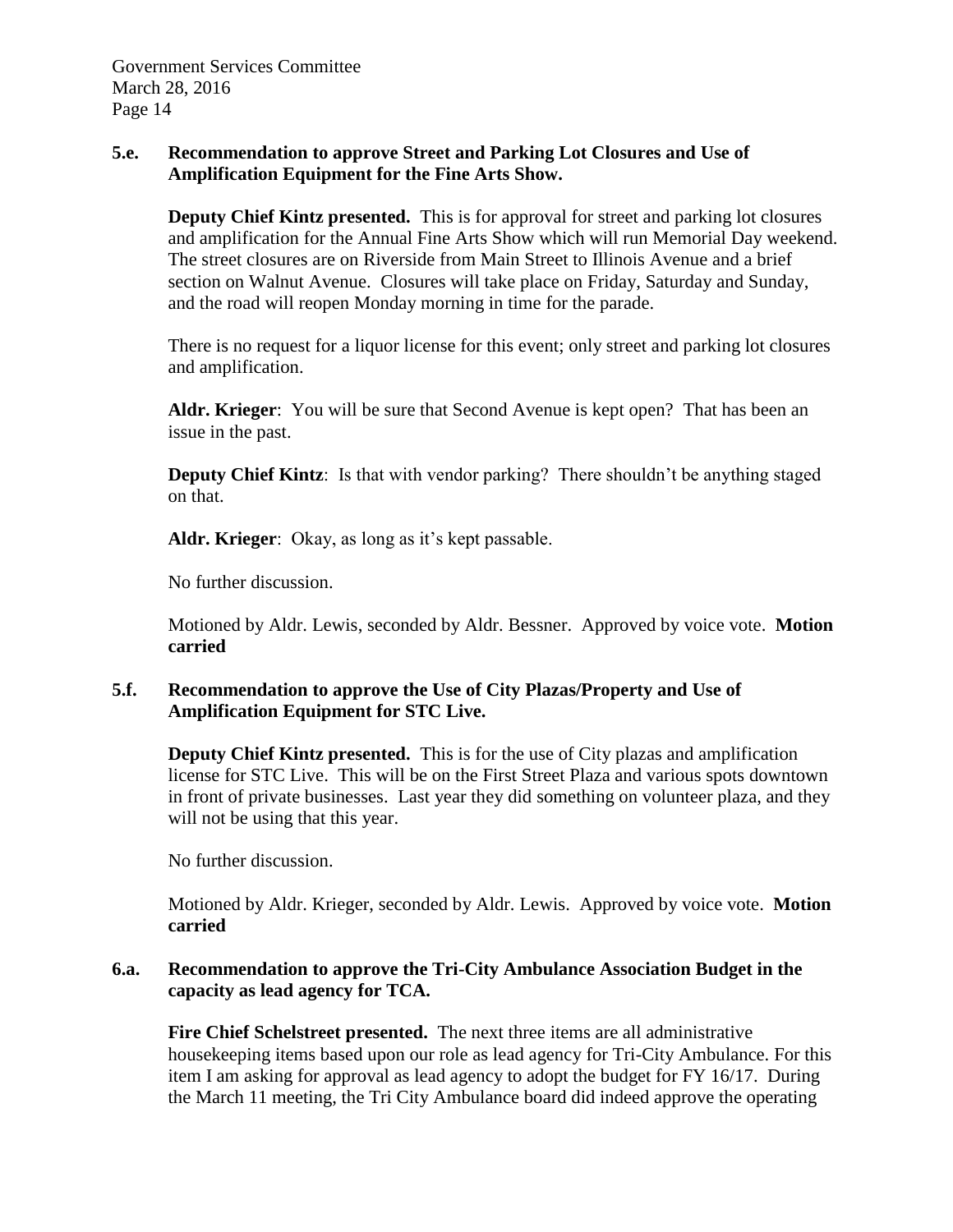**5.e. Recommendation to approve Street and Parking Lot Closures and Use of Amplification Equipment for the Fine Arts Show.**

**Deputy Chief Kintz presented.** This is for approval for street and parking lot closures and amplification for the Annual Fine Arts Show which will run Memorial Day weekend. The street closures are on Riverside from Main Street to Illinois Avenue and a brief section on Walnut Avenue. Closures will take place on Friday, Saturday and Sunday, and the road will reopen Monday morning in time for the parade.

There is no request for a liquor license for this event; only street and parking lot closures and amplification.

**Aldr. Krieger**: You will be sure that Second Avenue is kept open? That has been an issue in the past.

**Deputy Chief Kintz**: Is that with vendor parking? There shouldn't be anything staged on that.

**Aldr. Krieger**: Okay, as long as it's kept passable.

No further discussion.

Motioned by Aldr. Lewis, seconded by Aldr. Bessner. Approved by voice vote. **Motion carried**

**5.f. Recommendation to approve the Use of City Plazas/Property and Use of Amplification Equipment for STC Live.**

**Deputy Chief Kintz presented.** This is for the use of City plazas and amplification license for STC Live. This will be on the First Street Plaza and various spots downtown in front of private businesses. Last year they did something on volunteer plaza, and they will not be using that this year.

No further discussion.

Motioned by Aldr. Krieger, seconded by Aldr. Lewis. Approved by voice vote. **Motion carried**

**6.a. Recommendation to approve the Tri-City Ambulance Association Budget in the capacity as lead agency for TCA.**

**Fire Chief Schelstreet presented.** The next three items are all administrative housekeeping items based upon our role as lead agency for Tri-City Ambulance. For this item I am asking for approval as lead agency to adopt the budget for FY 16/17. During the March 11 meeting, the Tri City Ambulance board did indeed approve the operating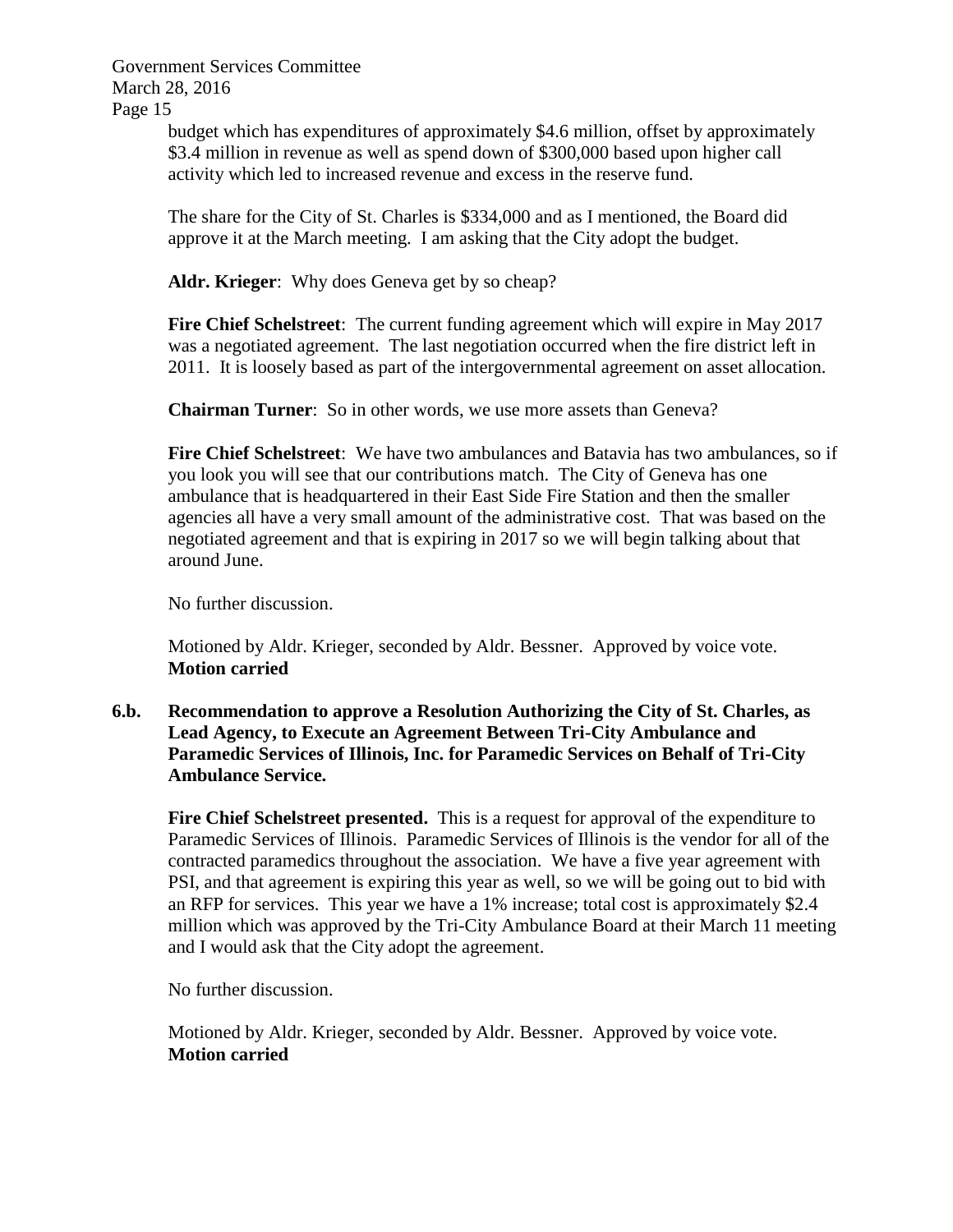budget which has expenditures of approximately $4.6 million, offset by approximately $3.4 million in revenue as well as spend down of $300,000 based upon higher call activity which led to increased revenue and excess in the reserve fund.

The share for the City of St. Charles is $334,000 and as I mentioned, the Board did approve it at the March meeting. I am asking that the City adopt the budget.

**Aldr. Krieger**: Why does Geneva get by so cheap?

**Fire Chief Schelstreet**: The current funding agreement which will expire in May 2017 was a negotiated agreement. The last negotiation occurred when the fire district left in 2011. It is loosely based as part of the intergovernmental agreement on asset allocation.

**Chairman Turner**: So in other words, we use more assets than Geneva?

**Fire Chief Schelstreet**: We have two ambulances and Batavia has two ambulances, so if you look you will see that our contributions match. The City of Geneva has one ambulance that is headquartered in their East Side Fire Station and then the smaller agencies all have a very small amount of the administrative cost. That was based on the negotiated agreement and that is expiring in 2017 so we will begin talking about that around June.

No further discussion.

Motioned by Aldr. Krieger, seconded by Aldr. Bessner. Approved by voice vote.
**Motion carried**

**6.b. Recommendation to approve a Resolution Authorizing the City of St. Charles, as Lead Agency, to Execute an Agreement Between Tri-City Ambulance and Paramedic Services of Illinois, Inc. for Paramedic Services on Behalf of Tri-City Ambulance Service.**

**Fire Chief Schelstreet presented.** This is a request for approval of the expenditure to Paramedic Services of Illinois. Paramedic Services of Illinois is the vendor for all of the contracted paramedics throughout the association. We have a five year agreement with PSI, and that agreement is expiring this year as well, so we will be going out to bid with an RFP for services. This year we have a 1% increase; total cost is approximately $2.4 million which was approved by the Tri-City Ambulance Board at their March 11 meeting and I would ask that the City adopt the agreement.

No further discussion.

Motioned by Aldr. Krieger, seconded by Aldr. Bessner. Approved by voice vote.
**Motion carried**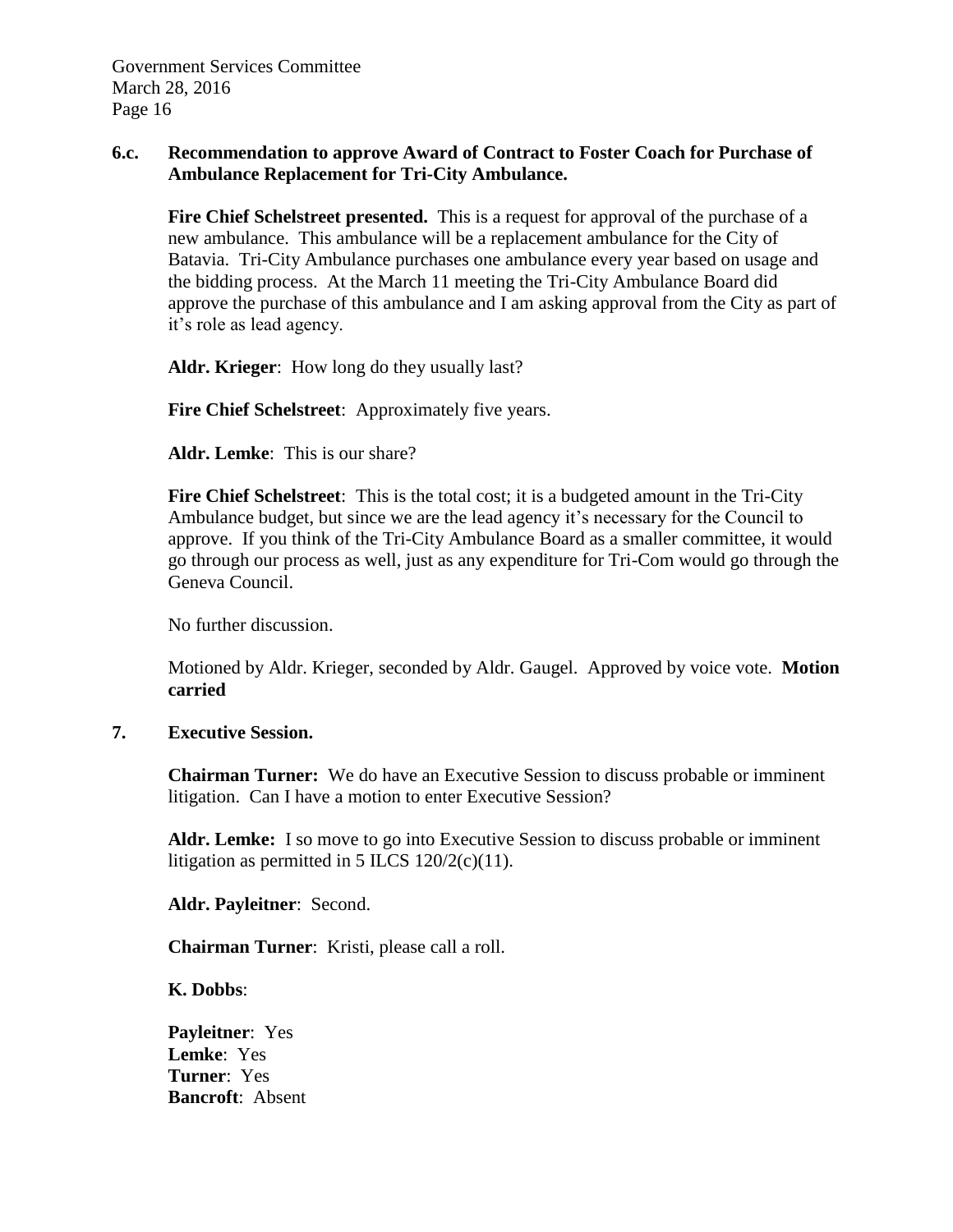**6.c. Recommendation to approve Award of Contract to Foster Coach for Purchase of Ambulance Replacement for Tri-City Ambulance.**

**Fire Chief Schelstreet presented.** This is a request for approval of the purchase of a new ambulance. This ambulance will be a replacement ambulance for the City of Batavia. Tri-City Ambulance purchases one ambulance every year based on usage and the bidding process. At the March 11 meeting the Tri-City Ambulance Board did approve the purchase of this ambulance and I am asking approval from the City as part of it's role as lead agency.

**Aldr. Krieger**: How long do they usually last?

**Fire Chief Schelstreet**: Approximately five years.

**Aldr. Lemke**: This is our share?

**Fire Chief Schelstreet**: This is the total cost; it is a budgeted amount in the Tri-City Ambulance budget, but since we are the lead agency it's necessary for the Council to approve. If you think of the Tri-City Ambulance Board as a smaller committee, it would go through our process as well, just as any expenditure for Tri-Com would go through the Geneva Council.

No further discussion.

Motioned by Aldr. Krieger, seconded by Aldr. Gaugel. Approved by voice vote. **Motion carried**

**7. Executive Session.**

**Chairman Turner:** We do have an Executive Session to discuss probable or imminent litigation. Can I have a motion to enter Executive Session?

**Aldr. Lemke:** I so move to go into Executive Session to discuss probable or imminent litigation as permitted in 5 ILCS 120/2(c)(11).

**Aldr. Payleitner**: Second.

**Chairman Turner**: Kristi, please call a roll.

**K. Dobbs**:

**Payleitner**: Yes
**Lemke**: Yes
**Turner**: Yes
**Bancroft**: Absent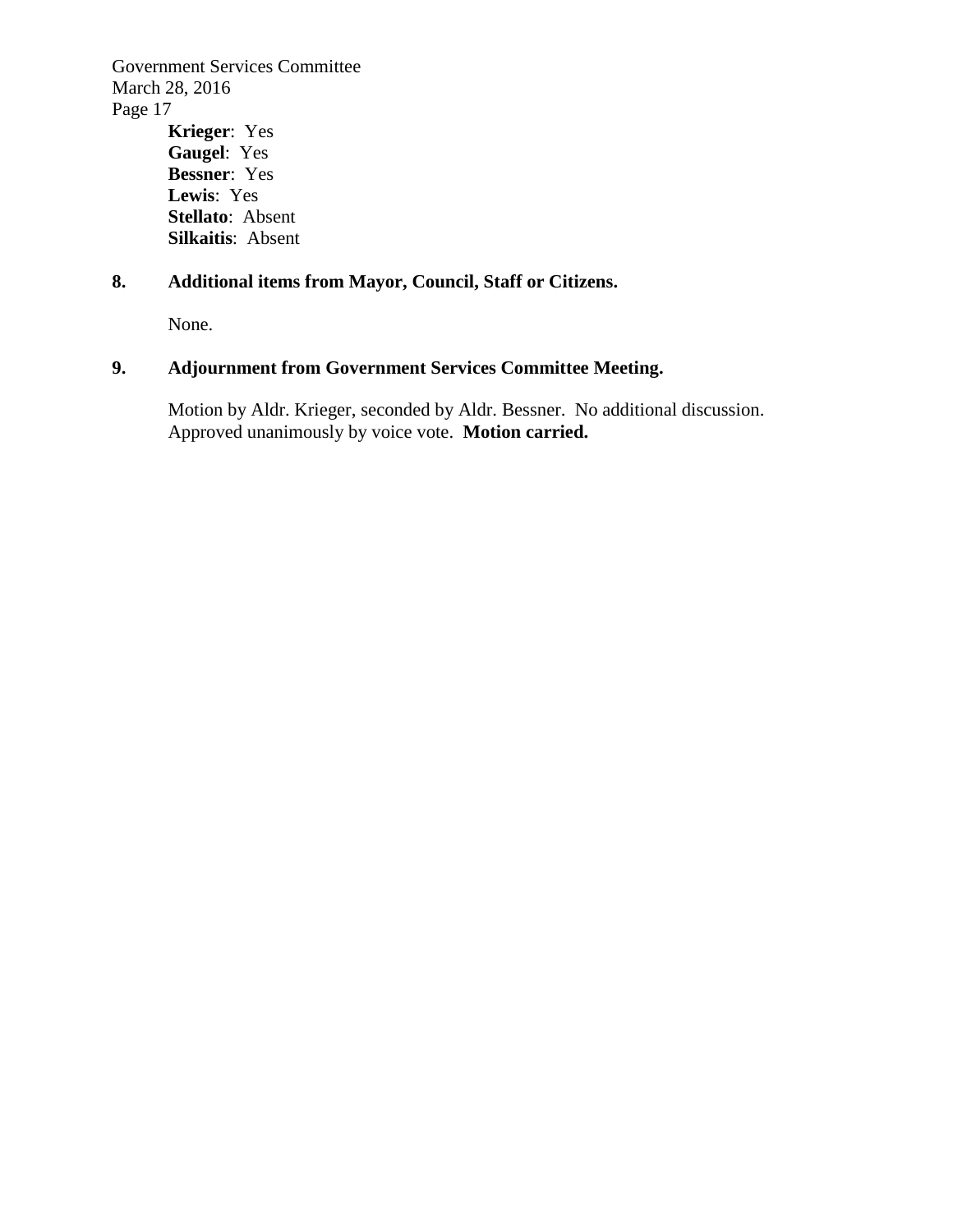**Krieger**: Yes
**Gaugel**: Yes
**Bessner**: Yes
**Lewis**: Yes
**Stellato**: Absent
**Silkaitis**: Absent

**8. Additional items from Mayor, Council, Staff or Citizens.**

None.

**9. Adjournment from Government Services Committee Meeting.**

Motion by Aldr. Krieger, seconded by Aldr. Bessner. No additional discussion. Approved unanimously by voice vote. **Motion carried.**